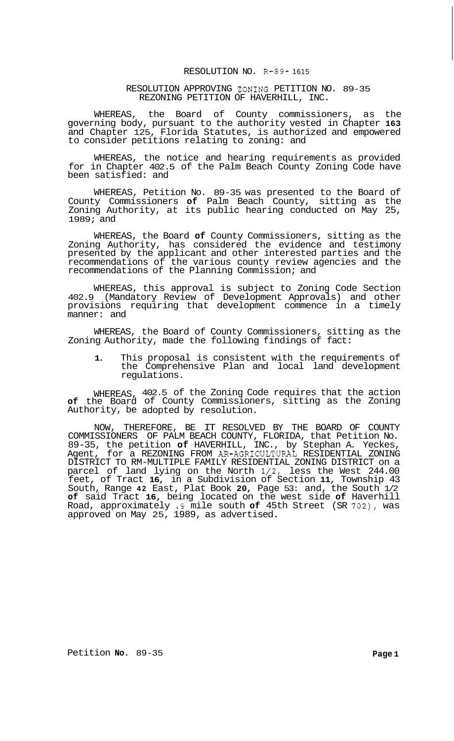# RESOLUTION NO. R-89-1615

## RESOLUTION APPROVING ZONING PETITION NO. 89-35 REZONING PETITION OF HAVERHILL, INC.

WHEREAS, the Board of County commissioners, as the governing body, pursuant to the authority vested in Chapter **163** and Chapter 125, Florida Statutes, is authorized and empowered to consider petitions relating to zoning: and

WHEREAS, the notice and hearing requirements as provided for in Chapter 402.5 of the Palm Beach County Zoning Code have been satisfied: and

WHEREAS, Petition No. 89-35 was presented to the Board of County Commissioners **of** Palm Beach County, sitting as the Zoning Authority, at its public hearing conducted on May 25, 1989; and

WHEREAS, the Board **of** County Commissioners, sitting as the Zoning Authority, has considered the evidence and testimony presented by the applicant and other interested parties and the recommendations of the various county review agencies and the recommendations of the Planning Commission; and

WHEREAS, this approval is subject to Zoning Code Section 402.9 (Mandatory Review of Development Approvals) and other provisions requiring that development commence in a timely manner: and

WHEREAS, the Board of County Commissioners, sitting as the Zoning Authority, made the following findings of fact:

1. This proposal is consistent with the requirements of the Comprehensive Plan and local land development regulations.

WHEREAS, 402.5 of the Zoning Code requires that the action **of** the Board of County Commissioners, sitting as the Zoning Authority, be adopted by resolution.

NOW, THEREFORE, BE IT RESOLVED BY THE BOARD OF COUNTY COMMISSIONERS OF PALM BEACH COUNTY, FLORIDA, that Petition No. 89-35, the petition **of** HAVERHILL, INC., by Stephan A. Yeckes, Agent, for a REZONING FROM AR-AGRICULTURAL RESIDENTIAL ZONING DISTRICT TO RM-MULTIPLE FAMILY RESIDENTIAL ZONING DISTRICT on a parcel of land lying on the North 1/2, less the West 244.00 feet, of Tract **16**, in a Subdivision of Section **11**, Township 43 South, Range **42** East, Plat Book **20**, Page 53: and, the South 1/2 **of** said Tract **16**, being located on the west side **of** Haverhill Road, approximately .9 mile south **of** 45th Street (SR 702), was approved on May 25, 1989, as advertised.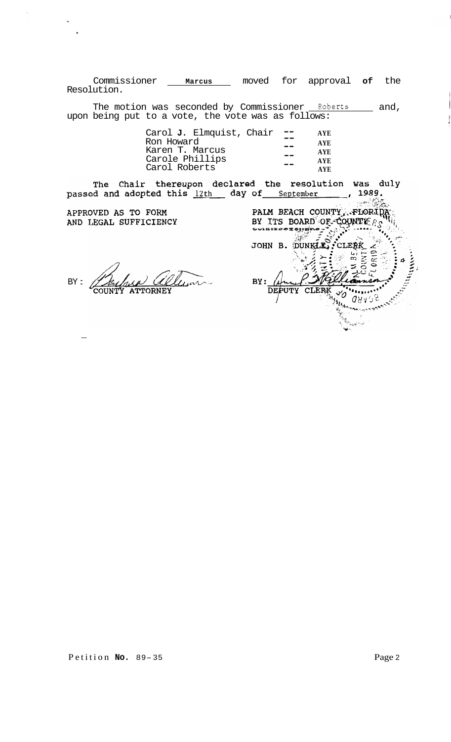Commissioner Marcus moved for approval of the Resolution.

The motion was seconded by Commissioner Roberts and, upon being put to a vote, the vote was as follows:

| | | |
|---|---|---|
| Carol J. Elmquist, Chair | -- | AYE |
| Ron Howard | -- | AYE |
| Karen T. Marcus | -- | AYE |
| Carole Phillips | -- | AYE |
| Carol Roberts | -- | AYE |

The Chair thereupon declared the resolution was duly passed and adopted this 12th day of September, 1989.

APPROVED AS TO FORM AND LEGAL SUFFICIENCY

BY: COUNTY ATTORNEY

PALM BEACH COUNTY, FLORIDA
BY ITS BOARD OF COUNTY COMMISSIONERS

JOHN B. DUNKLE, CLERK

BY: DEPUTY CLERK

Petition No. 89-35